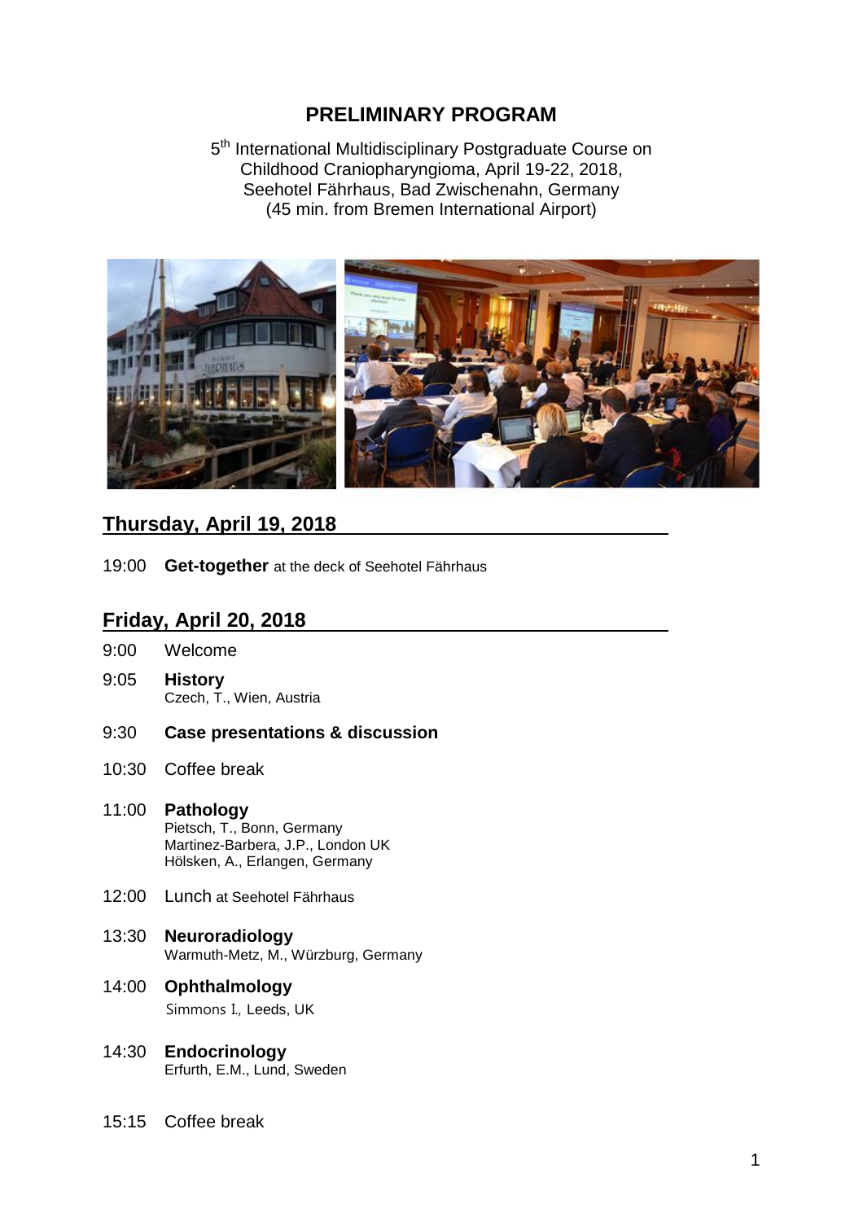# PRELIMINARY PROGRAM

5[th] International Multidisciplinary Postgraduate Course on Childhood Craniopharyngioma, April 19-22, 2018, Seehotel Fährhaus, Bad Zwischenahn, Germany (45 min. from Bremen International Airport)

## Thursday, April 19, 2018

19:00 **Get-together** at the deck of Seehotel Fährhaus

## Friday, April 20, 2018

9:00 Welcome

9:05 **History**
Czech, T., Wien, Austria

9:30 **Case presentations & discussion**

10:30 Coffee break

11:00 **Pathology**
Pietsch, T., Bonn, Germany
Martinez-Barbera, J.P., London UK
Hölsken, A., Erlangen, Germany

12:00 Lunch at Seehotel Fährhaus

13:30 **Neuroradiology**
Warmuth-Metz, M., Würzburg, Germany

14:00 **Ophthalmology**
Simmons I., Leeds, UK

14:30 **Endocrinology**
Erfurth, E.M., Lund, Sweden

15:15 Coffee break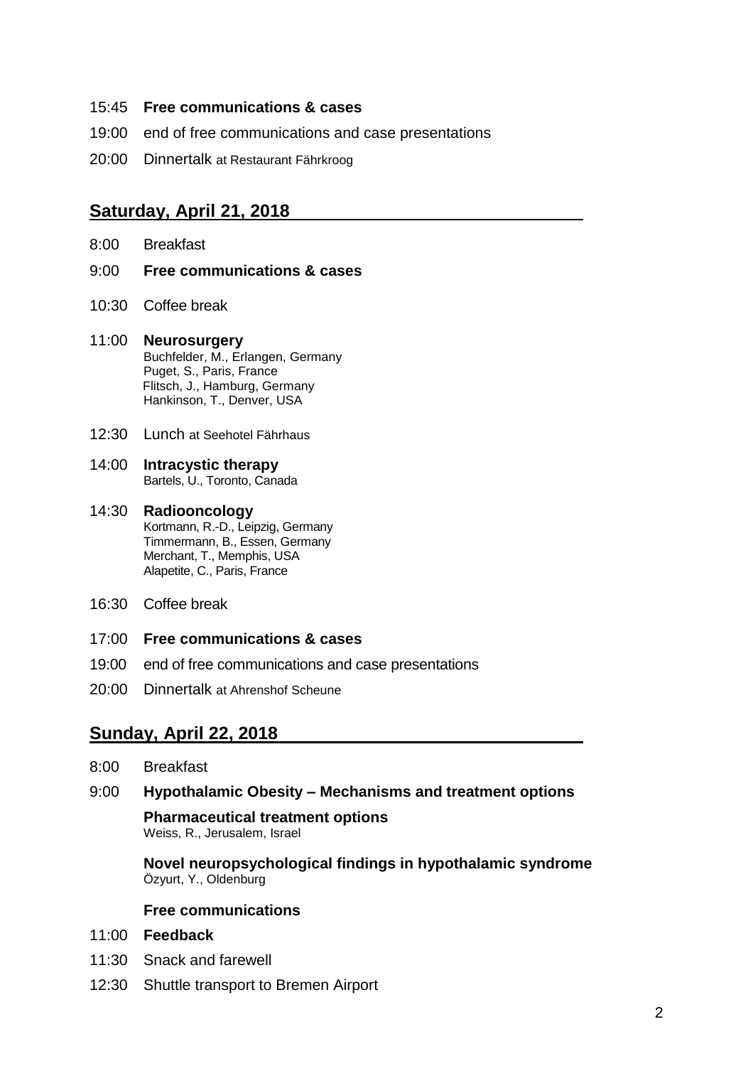15:45 **Free communications & cases**

19:00 end of free communications and case presentations

20:00 Dinnertalk at Restaurant Fährkroog

## Saturday, April 21, 2018

8:00 Breakfast

9:00 **Free communications & cases**

10:30 Coffee break

11:00 **Neurosurgery**
Buchfelder, M., Erlangen, Germany
Puget, S., Paris, France
Flitsch, J., Hamburg, Germany
Hankinson, T., Denver, USA

12:30 Lunch at Seehotel Fährhaus

14:00 **Intracystic therapy**
Bartels, U., Toronto, Canada

14:30 **Radiooncology**
Kortmann, R.-D., Leipzig, Germany
Timmermann, B., Essen, Germany
Merchant, T., Memphis, USA
Alapetite, C., Paris, France

16:30 Coffee break

17:00 **Free communications & cases**

19:00 end of free communications and case presentations

20:00 Dinnertalk at Ahrenshof Scheune

## Sunday, April 22, 2018

8:00 Breakfast

9:00 **Hypothalamic Obesity – Mechanisms and treatment options**

**Pharmaceutical treatment options**
Weiss, R., Jerusalem, Israel

**Novel neuropsychological findings in hypothalamic syndrome**
Özyurt, Y., Oldenburg

**Free communications**

11:00 **Feedback**

11:30 Snack and farewell

12:30 Shuttle transport to Bremen Airport